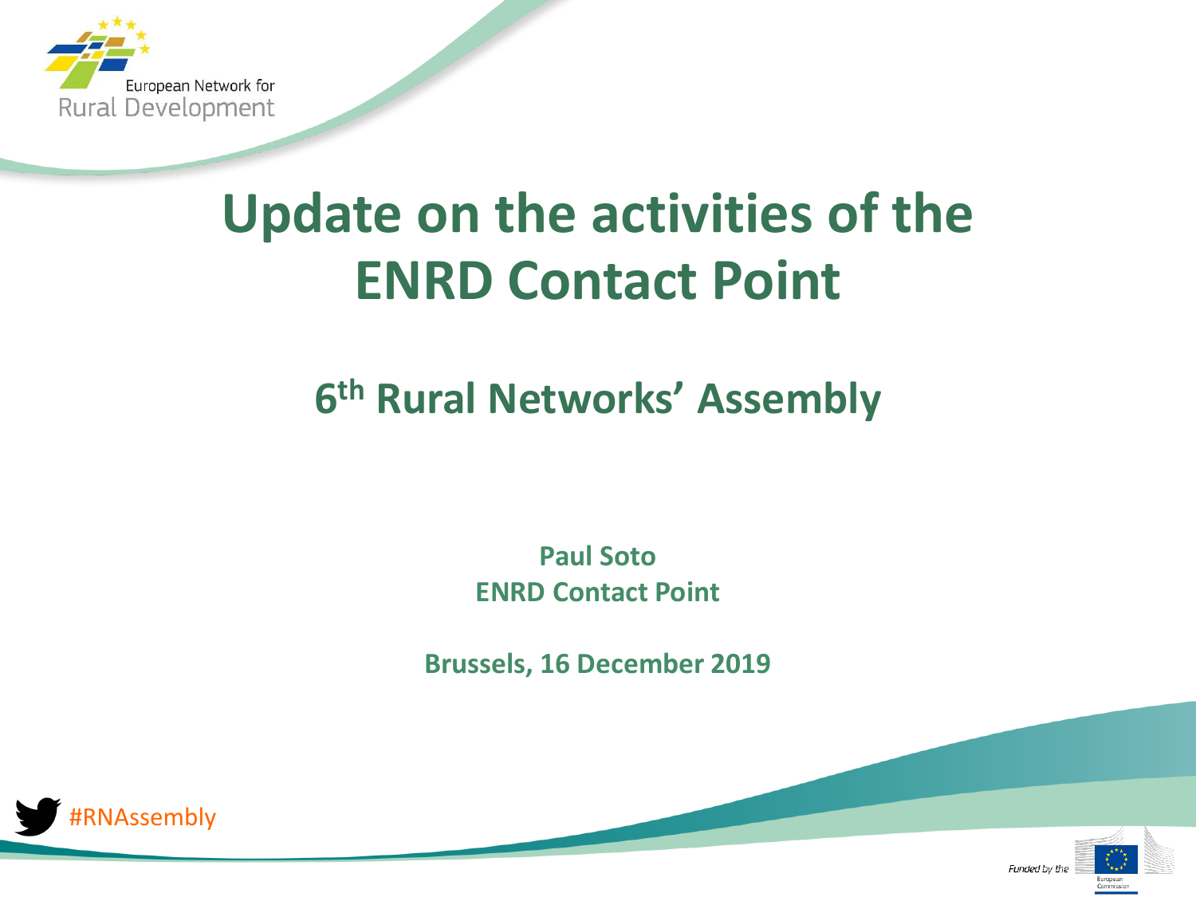European Network for Rural Development

# Update on the activities of the ENRD Contact Point

## 6th Rural Networks' Assembly

**Paul Soto**
**ENRD Contact Point**

**Brussels, 16 December 2019**

#RNAssembly

Funded by the European Commission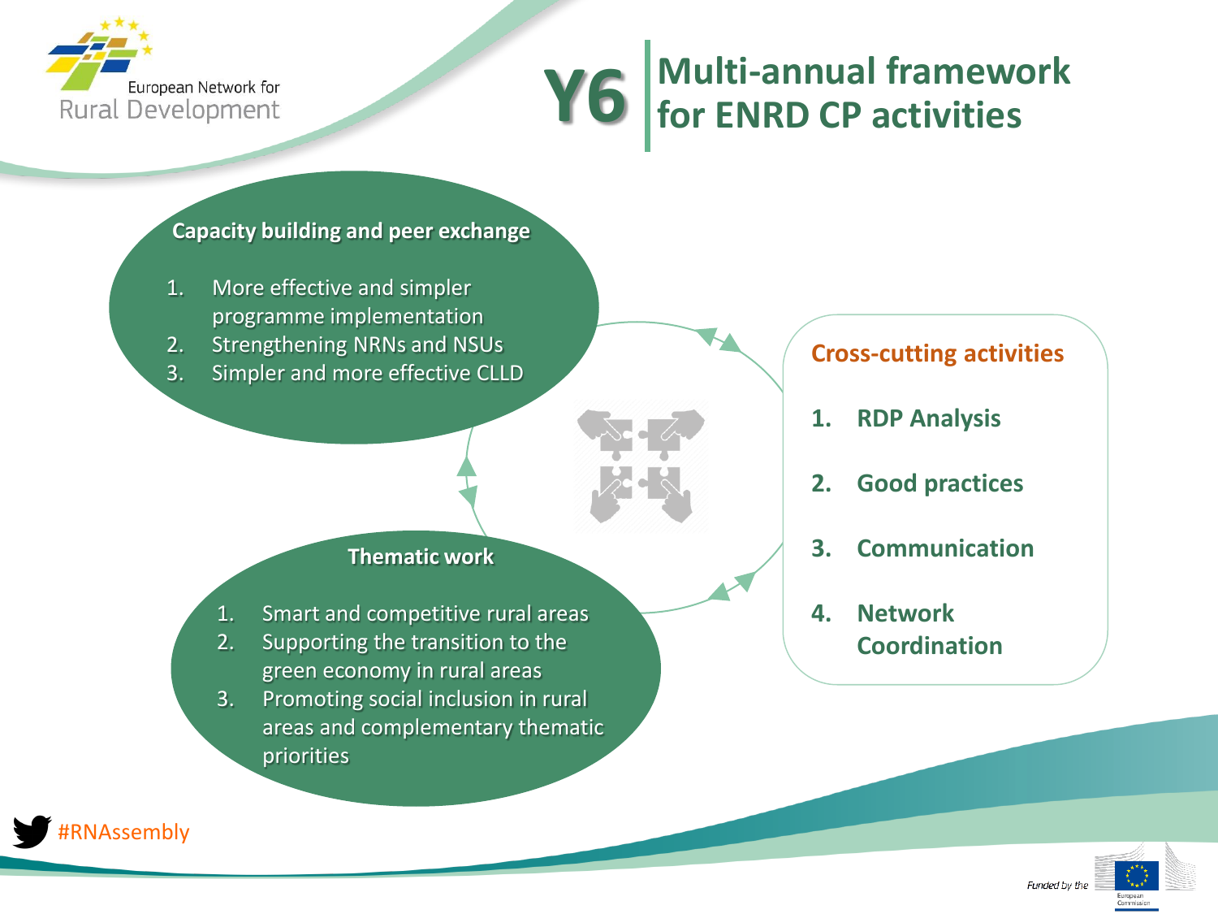# Y6 Multi-annual framework for ENRD CP activities

## Capacity building and peer exchange

1. More effective and simpler programme implementation
2. Strengthening NRNs and NSUs
3. Simpler and more effective CLLD

## Thematic work

1. Smart and competitive rural areas
2. Supporting the transition to the green economy in rural areas
3. Promoting social inclusion in rural areas and complementary thematic priorities

## Cross-cutting activities

1. **RDP Analysis**
2. **Good practices**
3. **Communication**
4. **Network Coordination**

#RNAssembly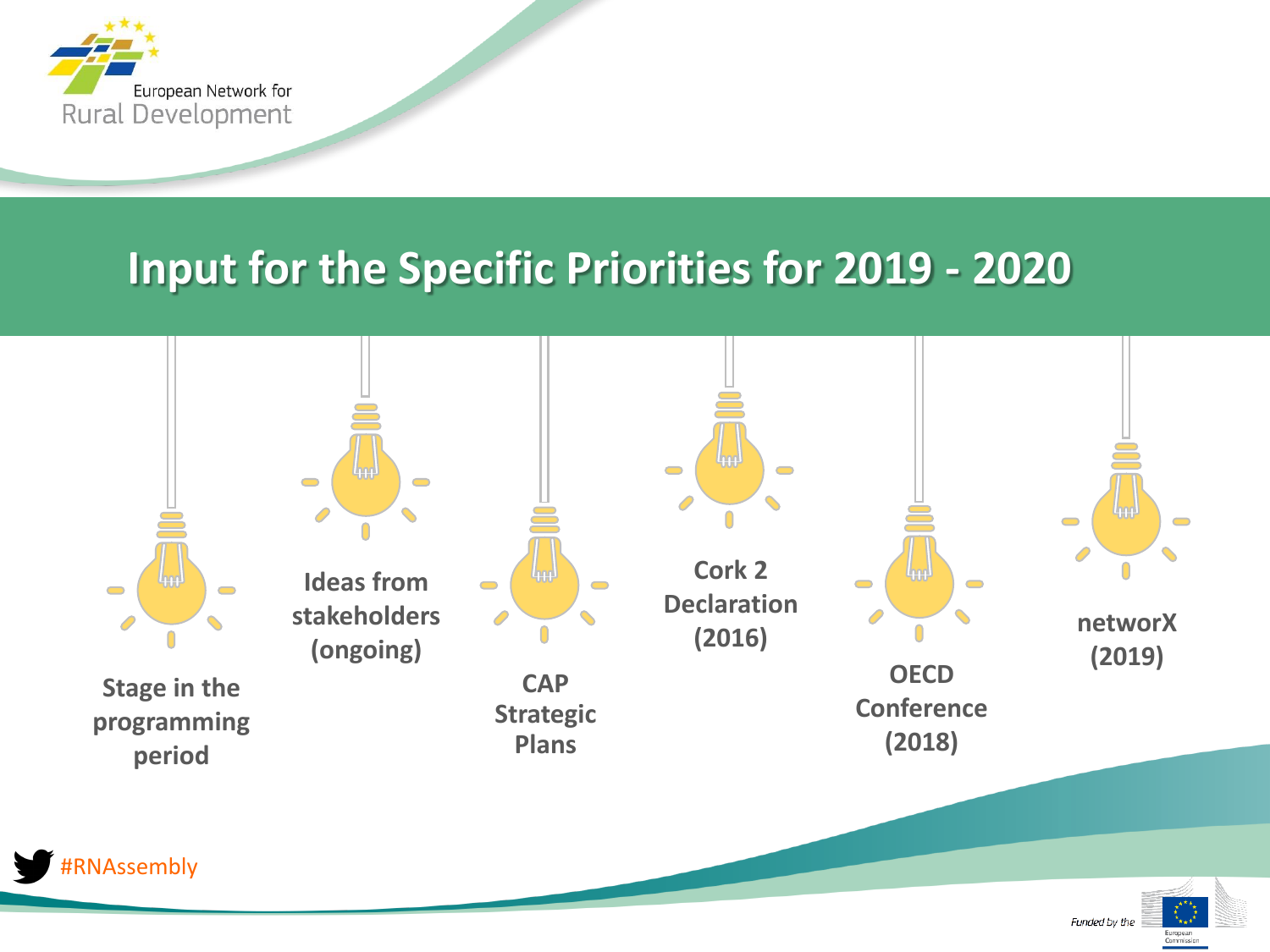# Input for the Specific Priorities for 2019 - 2020

- Stage in the programming period
- Ideas from stakeholders (ongoing)
- CAP Strategic Plans
- Cork 2 Declaration (2016)
- OECD Conference (2018)
- networX (2019)

#RNAssembly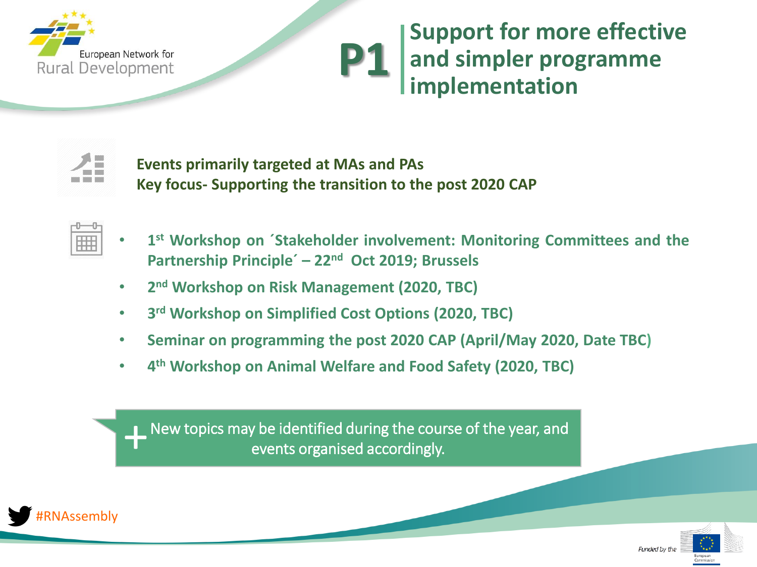# P1 Support for more effective and simpler programme implementation

**Events primarily targeted at MAs and PAs**
**Key focus- Supporting the transition to the post 2020 CAP**

- 1st Workshop on ´Stakeholder involvement: Monitoring Committees and the Partnership Principle´ – 22nd Oct 2019; Brussels
- 2nd Workshop on Risk Management (2020, TBC)
- 3rd Workshop on Simplified Cost Options (2020, TBC)
- Seminar on programming the post 2020 CAP (April/May 2020, Date TBC)
- 4th Workshop on Animal Welfare and Food Safety (2020, TBC)

+ New topics may be identified during the course of the year, and events organised accordingly.

#RNAssembly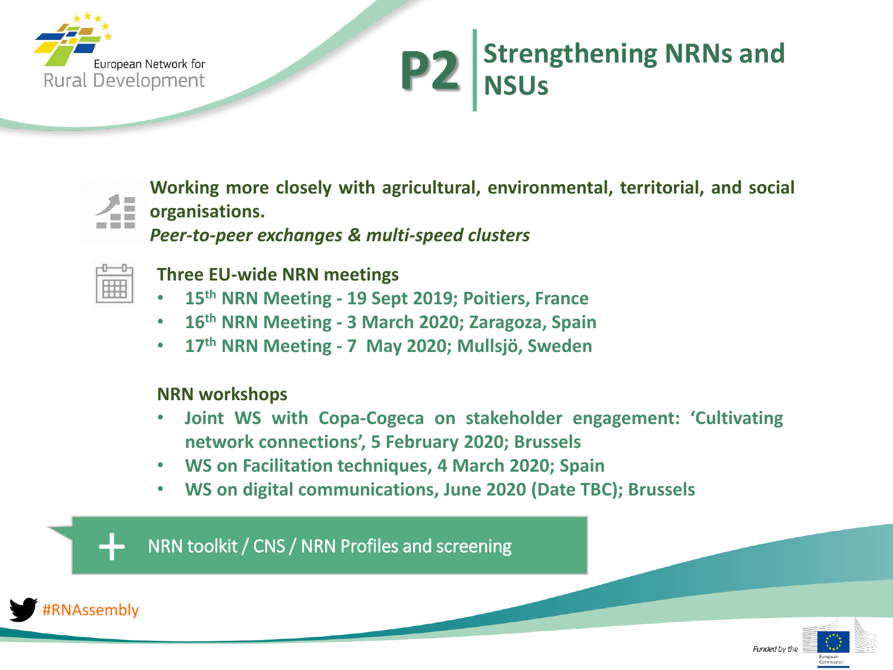# P2 Strengthening NRNs and NSUs

**Working more closely with agricultural, environmental, territorial, and social organisations.**
***Peer-to-peer exchanges & multi-speed clusters***

**Three EU-wide NRN meetings**

- **15th NRN Meeting - 19 Sept 2019; Poitiers, France**
- **16th NRN Meeting - 3 March 2020; Zaragoza, Spain**
- **17th NRN Meeting - 7 May 2020; Mullsjö, Sweden**

**NRN workshops**

- **Joint WS with Copa-Cogeca on stakeholder engagement: 'Cultivating network connections', 5 February 2020; Brussels**
- **WS on Facilitation techniques, 4 March 2020; Spain**
- **WS on digital communications, June 2020 (Date TBC); Brussels**

+ NRN toolkit / CNS / NRN Profiles and screening

#RNAssembly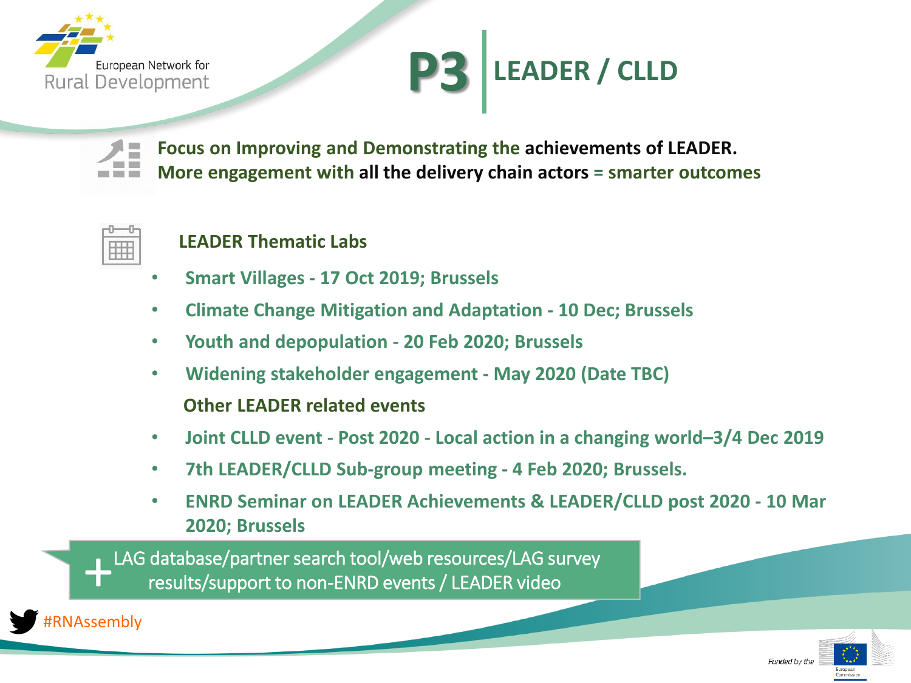# P3 LEADER / CLLD

**Focus on Improving and Demonstrating the achievements of LEADER.**
**More engagement with all the delivery chain actors = smarter outcomes**

### LEADER Thematic Labs

- Smart Villages - 17 Oct 2019; Brussels
- Climate Change Mitigation and Adaptation - 10 Dec; Brussels
- Youth and depopulation - 20 Feb 2020; Brussels
- Widening stakeholder engagement - May 2020 (Date TBC)

### Other LEADER related events

- Joint CLLD event - Post 2020 - Local action in a changing world–3/4 Dec 2019
- 7th LEADER/CLLD Sub-group meeting - 4 Feb 2020; Brussels.
- ENRD Seminar on LEADER Achievements & LEADER/CLLD post 2020 - 10 Mar 2020; Brussels

+ LAG database/partner search tool/web resources/LAG survey results/support to non-ENRD events / LEADER video

#RNAssembly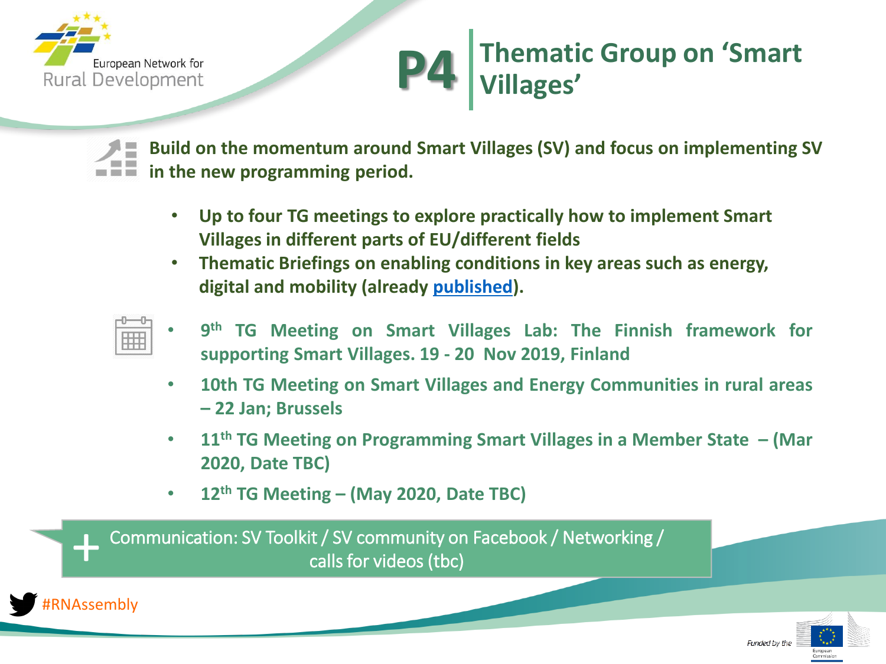# P4 Thematic Group on 'Smart Villages'

**Build on the momentum around Smart Villages (SV) and focus on implementing SV in the new programming period.**

- **Up to four TG meetings to explore practically how to implement Smart Villages in different parts of EU/different fields**
- **Thematic Briefings on enabling conditions in key areas such as energy, digital and mobility (already published).**

- **9th TG Meeting on Smart Villages Lab: The Finnish framework for supporting Smart Villages. 19 - 20 Nov 2019, Finland**
- **10th TG Meeting on Smart Villages and Energy Communities in rural areas – 22 Jan; Brussels**
- **11th TG Meeting on Programming Smart Villages in a Member State – (Mar 2020, Date TBC)**
- **12th TG Meeting – (May 2020, Date TBC)**

+ Communication: SV Toolkit / SV community on Facebook / Networking / calls for videos (tbc)

#RNAssembly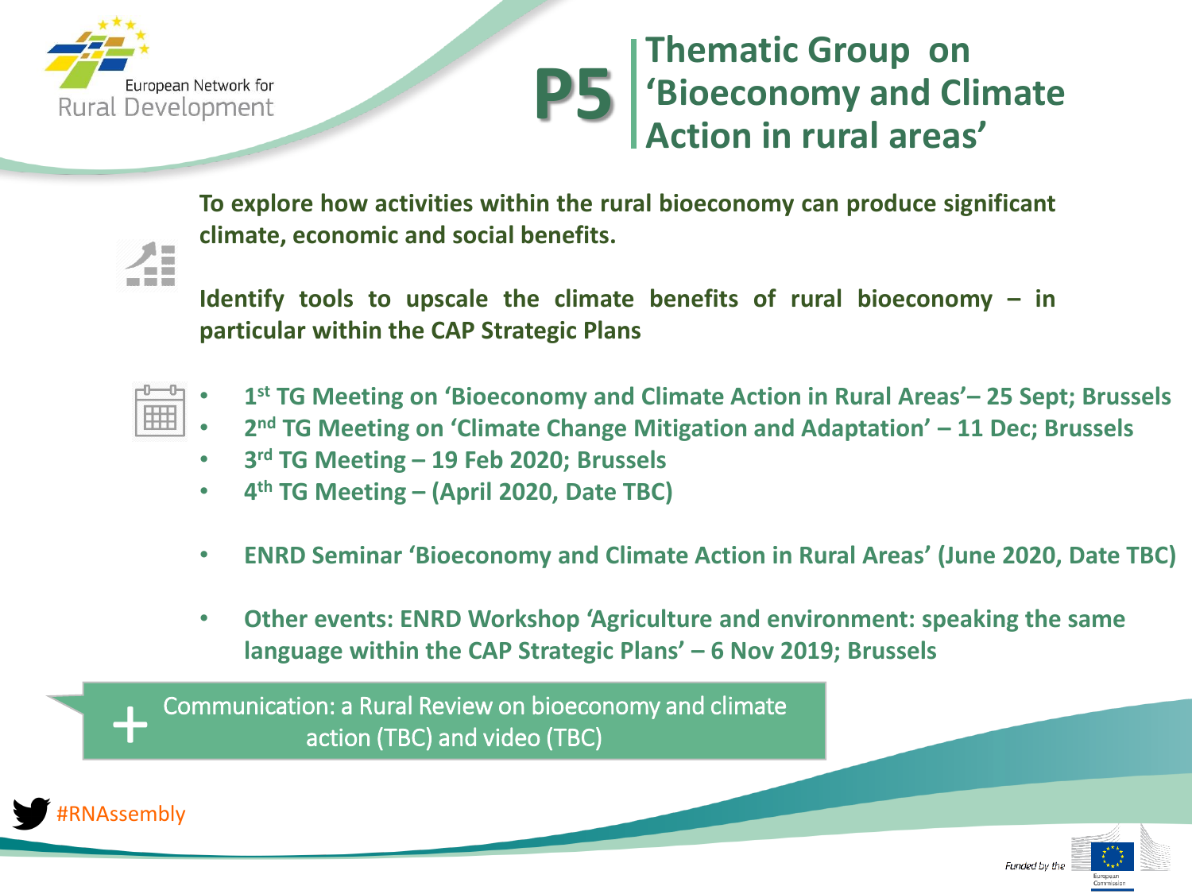# P5 Thematic Group on 'Bioeconomy and Climate Action in rural areas'

**To explore how activities within the rural bioeconomy can produce significant climate, economic and social benefits.**

**Identify tools to upscale the climate benefits of rural bioeconomy – in particular within the CAP Strategic Plans**

- **1st TG Meeting on 'Bioeconomy and Climate Action in Rural Areas'– 25 Sept; Brussels**
- **2nd TG Meeting on 'Climate Change Mitigation and Adaptation' – 11 Dec; Brussels**
- **3rd TG Meeting – 19 Feb 2020; Brussels**
- **4th TG Meeting – (April 2020, Date TBC)**

- **ENRD Seminar 'Bioeconomy and Climate Action in Rural Areas' (June 2020, Date TBC)**

- **Other events: ENRD Workshop 'Agriculture and environment: speaking the same language within the CAP Strategic Plans' – 6 Nov 2019; Brussels**

\+ Communication: a Rural Review on bioeconomy and climate action (TBC) and video (TBC)

#RNAssembly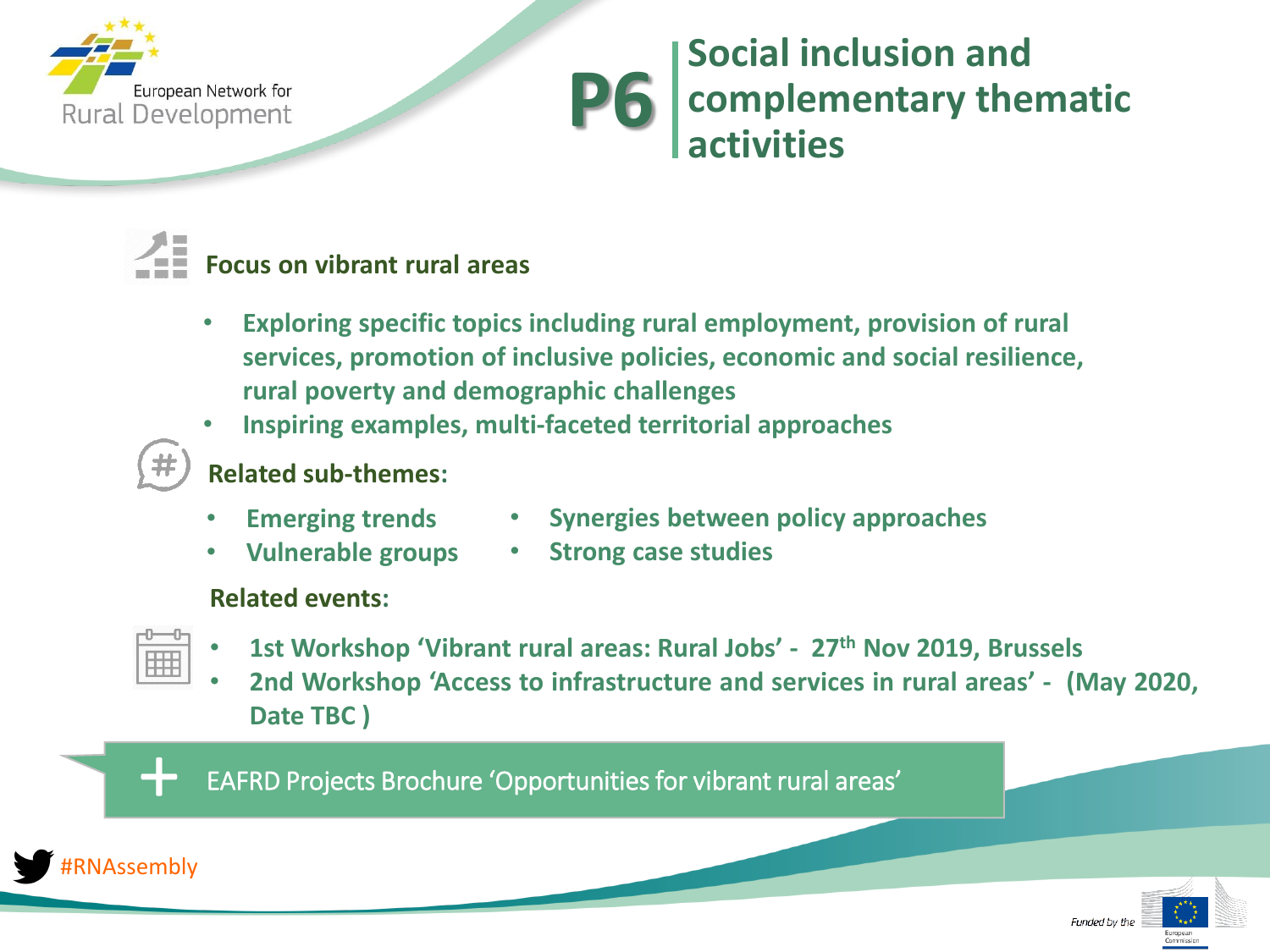European Network for Rural Development

# P6 Social inclusion and complementary thematic activities

### Focus on vibrant rural areas

- Exploring specific topics including rural employment, provision of rural services, promotion of inclusive policies, economic and social resilience, rural poverty and demographic challenges
- Inspiring examples, multi-faceted territorial approaches

### Related sub-themes:

- Emerging trends
- Vulnerable groups
- Synergies between policy approaches
- Strong case studies

### Related events:

- 1st Workshop 'Vibrant rural areas: Rural Jobs' - 27th Nov 2019, Brussels
- 2nd Workshop 'Access to infrastructure and services in rural areas' - (May 2020, Date TBC )

\+ EAFRD Projects Brochure 'Opportunities for vibrant rural areas'

#RNAssembly

Funded by the European Commission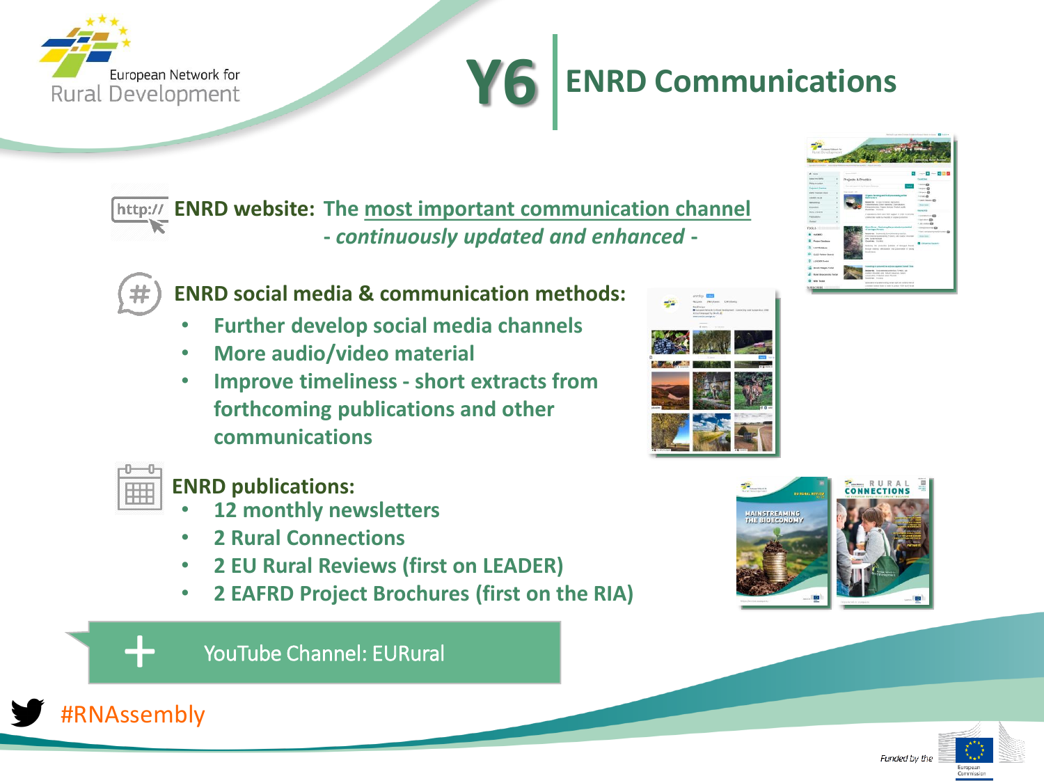European Network for Rural Development

# Y6 ENRD Communications

**ENRD website:** The most important communication channel
*- continuously updated and enhanced -*

**ENRD social media & communication methods:**

- Further develop social media channels
- More audio/video material
- Improve timeliness - short extracts from forthcoming publications and other communications

**ENRD publications:**

- 12 monthly newsletters
- 2 Rural Connections
- 2 EU Rural Reviews (first on LEADER)
- 2 EAFRD Project Brochures (first on the RIA)

\+ YouTube Channel: EURural

#RNAssembly

Funded by the European Commission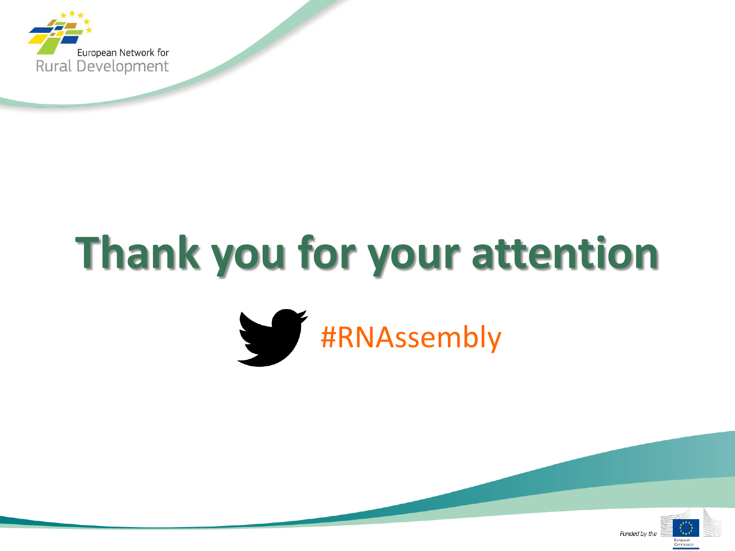European Network for Rural Development

# Thank you for your attention

#RNAssembly

Funded by the European Commission